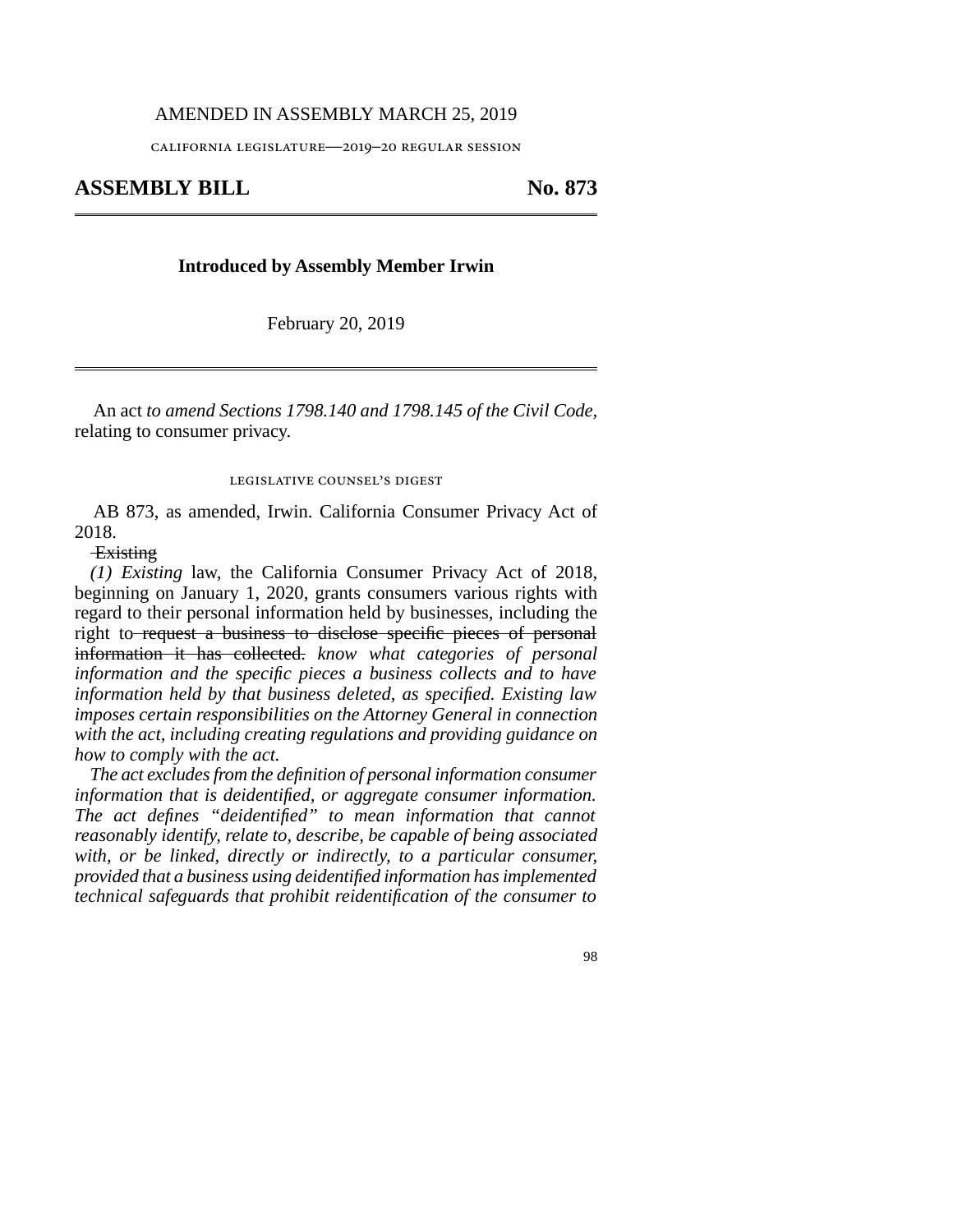AMENDED IN ASSEMBLY MARCH 25, 2019

CALIFORNIA LEGISLATURE—2019–20 REGULAR SESSION

# ASSEMBLY BILL No. 873

**Introduced by Assembly Member Irwin**

February 20, 2019

An act *to amend Sections 1798.140 and 1798.145 of the Civil Code,* relating to consumer privacy.

LEGISLATIVE COUNSEL'S DIGEST

AB 873, as amended, Irwin. California Consumer Privacy Act of 2018.

~~Existing~~

*(1) Existing* law, the California Consumer Privacy Act of 2018, beginning on January 1, 2020, grants consumers various rights with regard to their personal information held by businesses, including the right to ~~request a business to disclose specific pieces of personal information it has collected.~~ *know what categories of personal information and the specific pieces a business collects and to have information held by that business deleted, as specified. Existing law imposes certain responsibilities on the Attorney General in connection with the act, including creating regulations and providing guidance on how to comply with the act.*

*The act excludes from the definition of personal information consumer information that is deidentified, or aggregate consumer information. The act defines "deidentified" to mean information that cannot reasonably identify, relate to, describe, be capable of being associated with, or be linked, directly or indirectly, to a particular consumer, provided that a business using deidentified information has implemented technical safeguards that prohibit reidentification of the consumer to*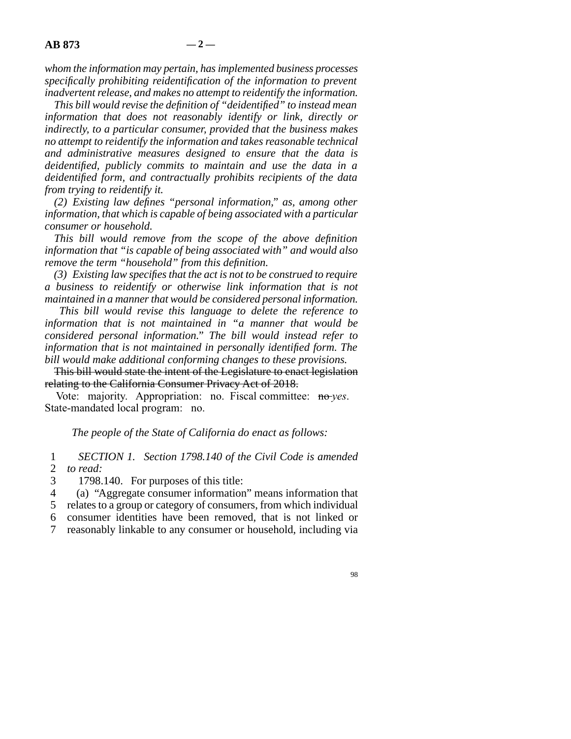*whom the information may pertain, has implemented business processes specifically prohibiting reidentification of the information to prevent inadvertent release, and makes no attempt to reidentify the information.*

*This bill would revise the definition of "deidentified" to instead mean information that does not reasonably identify or link, directly or indirectly, to a particular consumer, provided that the business makes no attempt to reidentify the information and takes reasonable technical and administrative measures designed to ensure that the data is deidentified, publicly commits to maintain and use the data in a deidentified form, and contractually prohibits recipients of the data from trying to reidentify it.*

*(2) Existing law defines "personal information," as, among other information, that which is capable of being associated with a particular consumer or household.*

*This bill would remove from the scope of the above definition information that "is capable of being associated with" and would also remove the term "household" from this definition.*

*(3) Existing law specifies that the act is not to be construed to require a business to reidentify or otherwise link information that is not maintained in a manner that would be considered personal information.*

*This bill would revise this language to delete the reference to information that is not maintained in "a manner that would be considered personal information." The bill would instead refer to information that is not maintained in personally identified form. The bill would make additional conforming changes to these provisions.*

~~This bill would state the intent of the Legislature to enact legislation relating to the California Consumer Privacy Act of 2018.~~

Vote: majority. Appropriation: no. Fiscal committee: ~~no~~ *yes*. State-mandated local program: no.

*The people of the State of California do enact as follows:*

1 *SECTION 1. Section 1798.140 of the Civil Code is amended*
2 *to read:*
3 1798.140. For purposes of this title:
4 (a) "Aggregate consumer information" means information that
5 relates to a group or category of consumers, from which individual
6 consumer identities have been removed, that is not linked or
7 reasonably linkable to any consumer or household, including via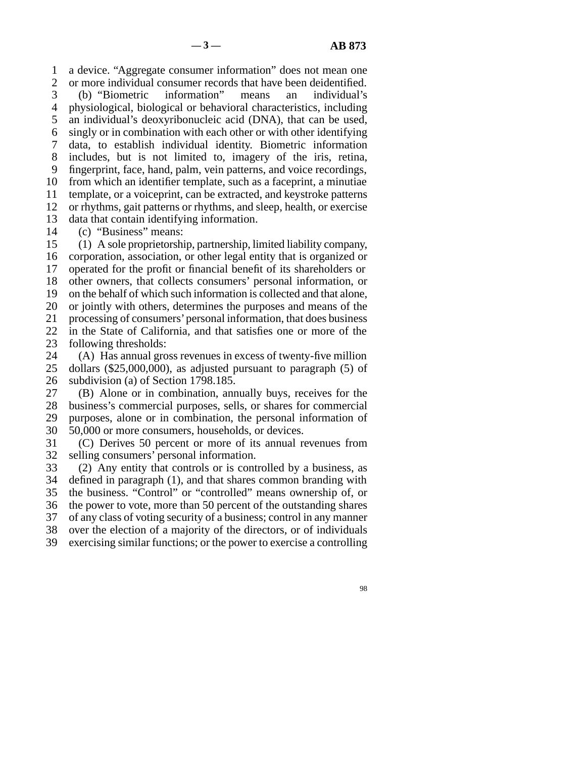a device. "Aggregate consumer information" does not mean one or more individual consumer records that have been deidentified.

(b) "Biometric information" means an individual's physiological, biological or behavioral characteristics, including an individual's deoxyribonucleic acid (DNA), that can be used, singly or in combination with each other or with other identifying data, to establish individual identity. Biometric information includes, but is not limited to, imagery of the iris, retina, fingerprint, face, hand, palm, vein patterns, and voice recordings, from which an identifier template, such as a faceprint, a minutiae template, or a voiceprint, can be extracted, and keystroke patterns or rhythms, gait patterns or rhythms, and sleep, health, or exercise data that contain identifying information.

(c) "Business" means:

(1) A sole proprietorship, partnership, limited liability company, corporation, association, or other legal entity that is organized or operated for the profit or financial benefit of its shareholders or other owners, that collects consumers' personal information, or on the behalf of which such information is collected and that alone, or jointly with others, determines the purposes and means of the processing of consumers' personal information, that does business in the State of California, and that satisfies one or more of the following thresholds:

(A) Has annual gross revenues in excess of twenty-five million dollars ($25,000,000), as adjusted pursuant to paragraph (5) of subdivision (a) of Section 1798.185.

(B) Alone or in combination, annually buys, receives for the business's commercial purposes, sells, or shares for commercial purposes, alone or in combination, the personal information of 50,000 or more consumers, households, or devices.

(C) Derives 50 percent or more of its annual revenues from selling consumers' personal information.

(2) Any entity that controls or is controlled by a business, as defined in paragraph (1), and that shares common branding with the business. "Control" or "controlled" means ownership of, or the power to vote, more than 50 percent of the outstanding shares of any class of voting security of a business; control in any manner over the election of a majority of the directors, or of individuals exercising similar functions; or the power to exercise a controlling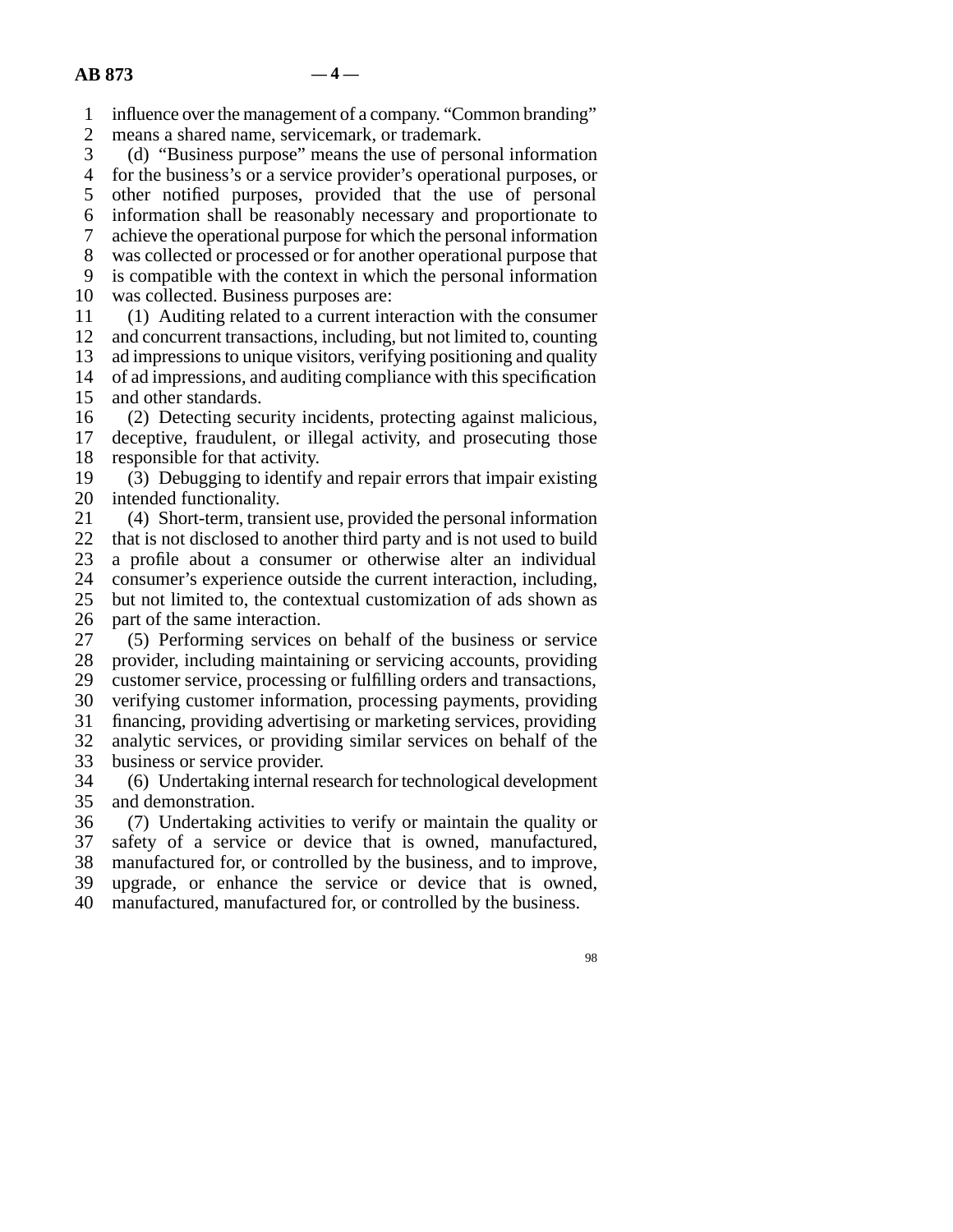influence over the management of a company. "Common branding" means a shared name, servicemark, or trademark.

(d) "Business purpose" means the use of personal information for the business's or a service provider's operational purposes, or other notified purposes, provided that the use of personal information shall be reasonably necessary and proportionate to achieve the operational purpose for which the personal information was collected or processed or for another operational purpose that is compatible with the context in which the personal information was collected. Business purposes are:

(1) Auditing related to a current interaction with the consumer and concurrent transactions, including, but not limited to, counting ad impressions to unique visitors, verifying positioning and quality of ad impressions, and auditing compliance with this specification and other standards.

(2) Detecting security incidents, protecting against malicious, deceptive, fraudulent, or illegal activity, and prosecuting those responsible for that activity.

(3) Debugging to identify and repair errors that impair existing intended functionality.

(4) Short-term, transient use, provided the personal information that is not disclosed to another third party and is not used to build a profile about a consumer or otherwise alter an individual consumer's experience outside the current interaction, including, but not limited to, the contextual customization of ads shown as part of the same interaction.

(5) Performing services on behalf of the business or service provider, including maintaining or servicing accounts, providing customer service, processing or fulfilling orders and transactions, verifying customer information, processing payments, providing financing, providing advertising or marketing services, providing analytic services, or providing similar services on behalf of the business or service provider.

(6) Undertaking internal research for technological development and demonstration.

(7) Undertaking activities to verify or maintain the quality or safety of a service or device that is owned, manufactured, manufactured for, or controlled by the business, and to improve, upgrade, or enhance the service or device that is owned, manufactured, manufactured for, or controlled by the business.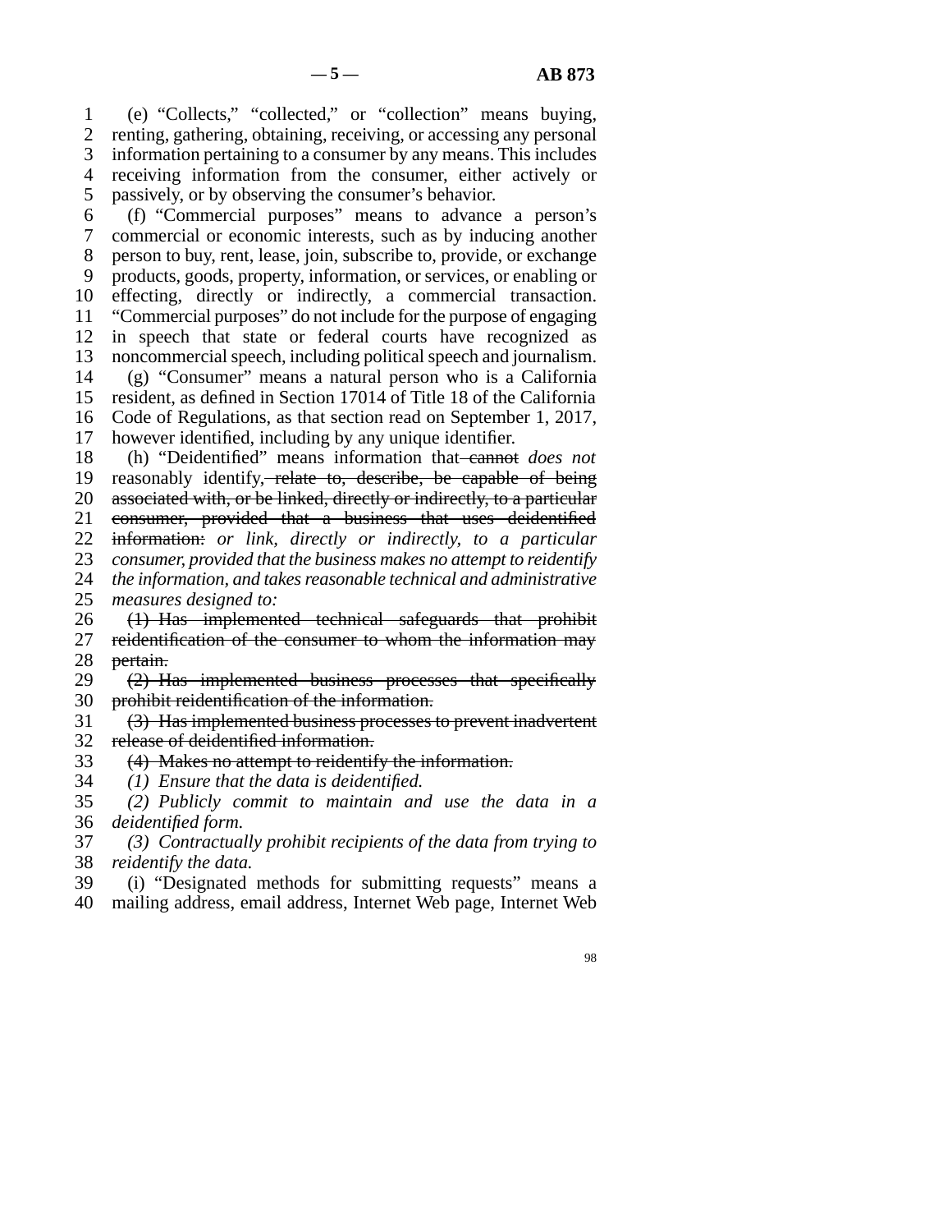(e) "Collects," "collected," or "collection" means buying, renting, gathering, obtaining, receiving, or accessing any personal information pertaining to a consumer by any means. This includes receiving information from the consumer, either actively or passively, or by observing the consumer's behavior.

(f) "Commercial purposes" means to advance a person's commercial or economic interests, such as by inducing another person to buy, rent, lease, join, subscribe to, provide, or exchange products, goods, property, information, or services, or enabling or effecting, directly or indirectly, a commercial transaction. "Commercial purposes" do not include for the purpose of engaging in speech that state or federal courts have recognized as noncommercial speech, including political speech and journalism.

(g) "Consumer" means a natural person who is a California resident, as defined in Section 17014 of Title 18 of the California Code of Regulations, as that section read on September 1, 2017, however identified, including by any unique identifier.

(h) "Deidentified" means information that ~~cannot~~ *does not* reasonably identify, ~~relate to, describe, be capable of being associated with, or be linked, directly or indirectly, to a particular consumer, provided that a business that uses deidentified information:~~ *or link, directly or indirectly, to a particular consumer, provided that the business makes no attempt to reidentify the information, and takes reasonable technical and administrative measures designed to:*

~~(1) Has implemented technical safeguards that prohibit reidentification of the consumer to whom the information may pertain.~~

~~(2) Has implemented business processes that specifically prohibit reidentification of the information.~~

~~(3) Has implemented business processes to prevent inadvertent release of deidentified information.~~

~~(4) Makes no attempt to reidentify the information.~~

*(1) Ensure that the data is deidentified.*

*(2) Publicly commit to maintain and use the data in a deidentified form.*

*(3) Contractually prohibit recipients of the data from trying to reidentify the data.*

(i) "Designated methods for submitting requests" means a mailing address, email address, Internet Web page, Internet Web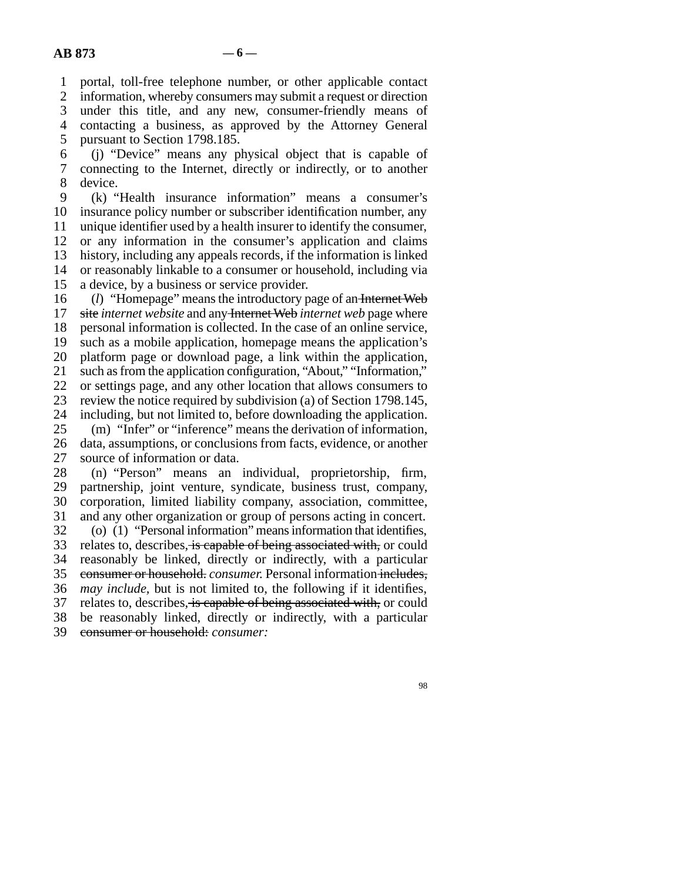portal, toll-free telephone number, or other applicable contact information, whereby consumers may submit a request or direction under this title, and any new, consumer-friendly means of contacting a business, as approved by the Attorney General pursuant to Section 1798.185.

(j) "Device" means any physical object that is capable of connecting to the Internet, directly or indirectly, or to another device.

(k) "Health insurance information" means a consumer's insurance policy number or subscriber identification number, any unique identifier used by a health insurer to identify the consumer, or any information in the consumer's application and claims history, including any appeals records, if the information is linked or reasonably linkable to a consumer or household, including via a device, by a business or service provider.

(*l*) "Homepage" means the introductory page of an ~~Internet Web site~~ *internet website* and any ~~Internet Web~~ *internet web* page where personal information is collected. In the case of an online service, such as a mobile application, homepage means the application's platform page or download page, a link within the application, such as from the application configuration, "About," "Information," or settings page, and any other location that allows consumers to review the notice required by subdivision (a) of Section 1798.145, including, but not limited to, before downloading the application.

(m) "Infer" or "inference" means the derivation of information, data, assumptions, or conclusions from facts, evidence, or another source of information or data.

(n) "Person" means an individual, proprietorship, firm, partnership, joint venture, syndicate, business trust, company, corporation, limited liability company, association, committee, and any other organization or group of persons acting in concert.

(o) (1) "Personal information" means information that identifies, relates to, describes, ~~is capable of being associated with,~~ or could reasonably be linked, directly or indirectly, with a particular ~~consumer or household.~~ *consumer.* Personal information ~~includes,~~ *may include,* but is not limited to, the following if it identifies, relates to, describes, ~~is capable of being associated with,~~ or could be reasonably linked, directly or indirectly, with a particular ~~consumer or household:~~ *consumer:*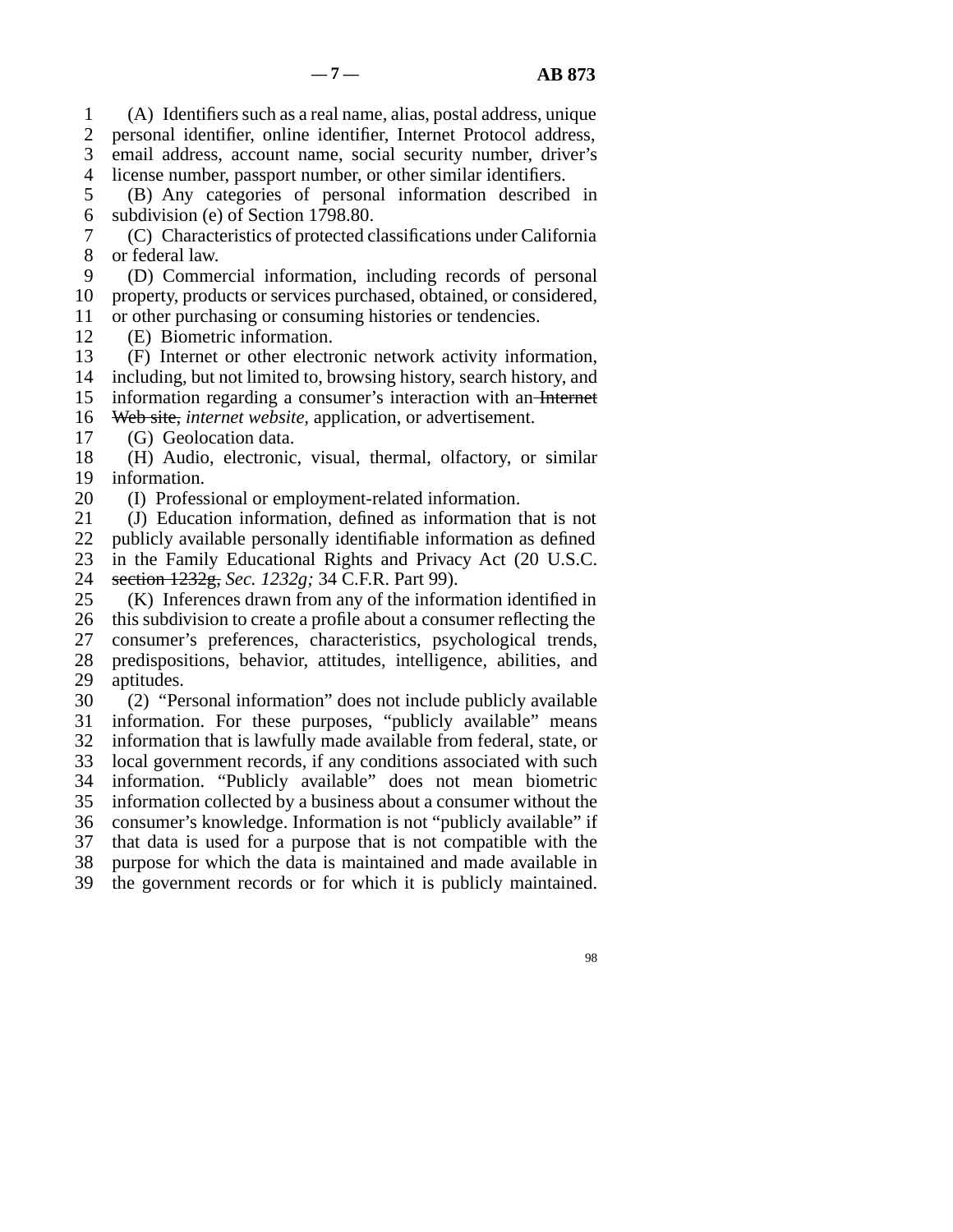(A) Identifiers such as a real name, alias, postal address, unique personal identifier, online identifier, Internet Protocol address, email address, account name, social security number, driver's license number, passport number, or other similar identifiers.

(B) Any categories of personal information described in subdivision (e) of Section 1798.80.

(C) Characteristics of protected classifications under California or federal law.

(D) Commercial information, including records of personal property, products or services purchased, obtained, or considered, or other purchasing or consuming histories or tendencies.

(E) Biometric information.

(F) Internet or other electronic network activity information, including, but not limited to, browsing history, search history, and information regarding a consumer's interaction with an ~~Internet Web site,~~ *internet website,* application, or advertisement.

(G) Geolocation data.

(H) Audio, electronic, visual, thermal, olfactory, or similar information.

(I) Professional or employment-related information.

(J) Education information, defined as information that is not publicly available personally identifiable information as defined in the Family Educational Rights and Privacy Act (20 U.S.C. ~~section 1232g,~~ *Sec. 1232g;* 34 C.F.R. Part 99).

(K) Inferences drawn from any of the information identified in this subdivision to create a profile about a consumer reflecting the consumer's preferences, characteristics, psychological trends, predispositions, behavior, attitudes, intelligence, abilities, and aptitudes.

(2) "Personal information" does not include publicly available information. For these purposes, "publicly available" means information that is lawfully made available from federal, state, or local government records, if any conditions associated with such information. "Publicly available" does not mean biometric information collected by a business about a consumer without the consumer's knowledge. Information is not "publicly available" if that data is used for a purpose that is not compatible with the purpose for which the data is maintained and made available in the government records or for which it is publicly maintained.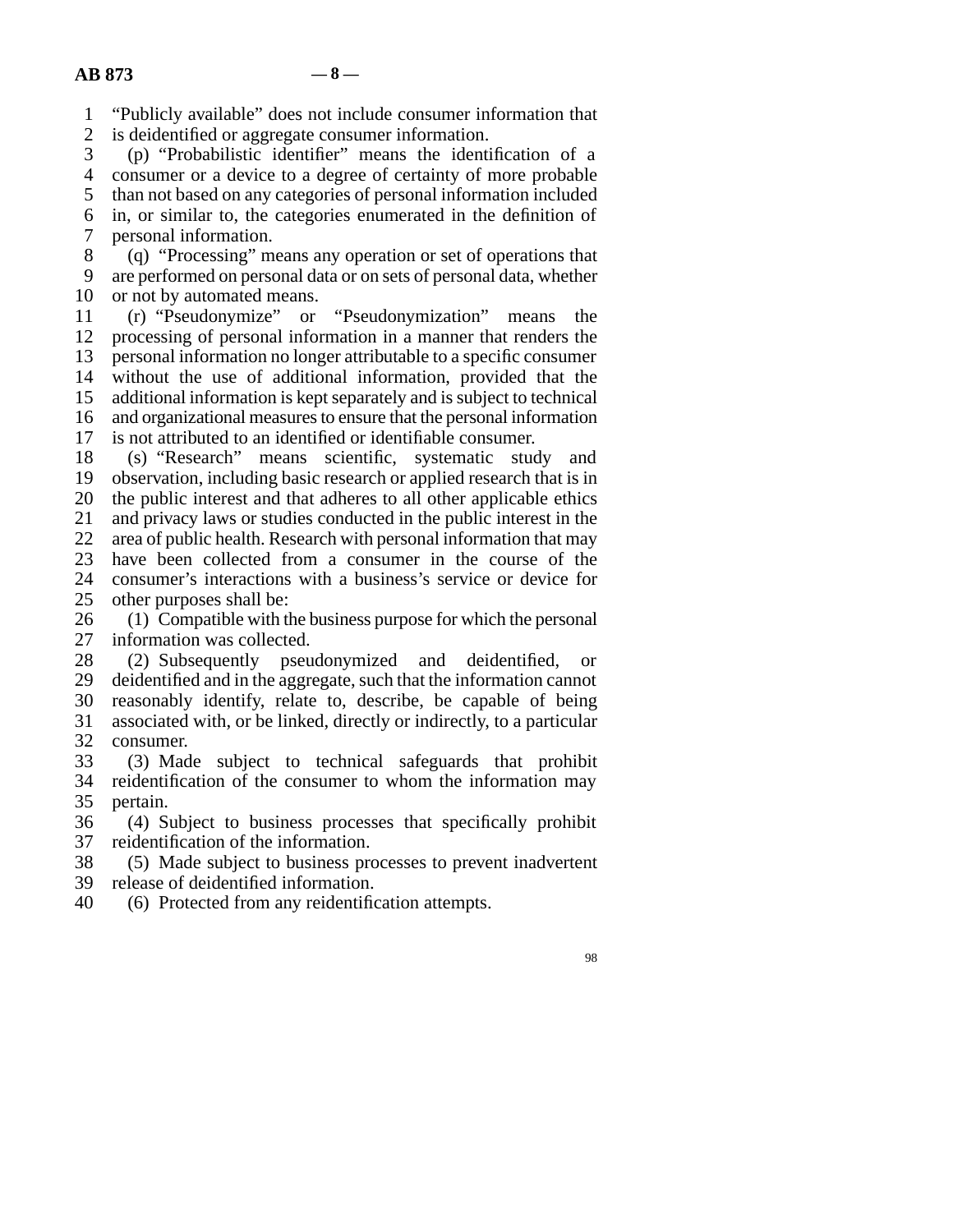"Publicly available" does not include consumer information that is deidentified or aggregate consumer information.

(p) "Probabilistic identifier" means the identification of a consumer or a device to a degree of certainty of more probable than not based on any categories of personal information included in, or similar to, the categories enumerated in the definition of personal information.

(q) "Processing" means any operation or set of operations that are performed on personal data or on sets of personal data, whether or not by automated means.

(r) "Pseudonymize" or "Pseudonymization" means the processing of personal information in a manner that renders the personal information no longer attributable to a specific consumer without the use of additional information, provided that the additional information is kept separately and is subject to technical and organizational measures to ensure that the personal information is not attributed to an identified or identifiable consumer.

(s) "Research" means scientific, systematic study and observation, including basic research or applied research that is in the public interest and that adheres to all other applicable ethics and privacy laws or studies conducted in the public interest in the area of public health. Research with personal information that may have been collected from a consumer in the course of the consumer's interactions with a business's service or device for other purposes shall be:

(1) Compatible with the business purpose for which the personal information was collected.

(2) Subsequently pseudonymized and deidentified, or deidentified and in the aggregate, such that the information cannot reasonably identify, relate to, describe, be capable of being associated with, or be linked, directly or indirectly, to a particular consumer.

(3) Made subject to technical safeguards that prohibit reidentification of the consumer to whom the information may pertain.

(4) Subject to business processes that specifically prohibit reidentification of the information.

(5) Made subject to business processes to prevent inadvertent release of deidentified information.

(6) Protected from any reidentification attempts.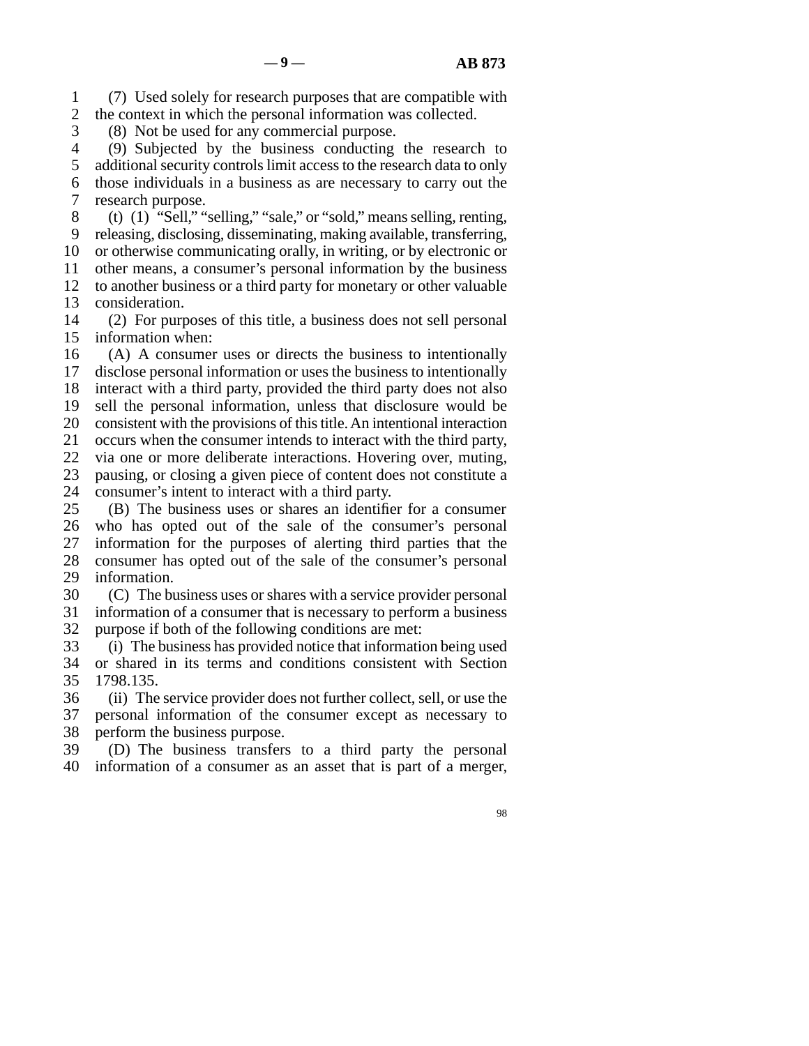(7) Used solely for research purposes that are compatible with the context in which the personal information was collected.

(8) Not be used for any commercial purpose.

(9) Subjected by the business conducting the research to additional security controls limit access to the research data to only those individuals in a business as are necessary to carry out the research purpose.

(t) (1) "Sell," "selling," "sale," or "sold," means selling, renting, releasing, disclosing, disseminating, making available, transferring, or otherwise communicating orally, in writing, or by electronic or other means, a consumer's personal information by the business to another business or a third party for monetary or other valuable consideration.

(2) For purposes of this title, a business does not sell personal information when:

(A) A consumer uses or directs the business to intentionally disclose personal information or uses the business to intentionally interact with a third party, provided the third party does not also sell the personal information, unless that disclosure would be consistent with the provisions of this title. An intentional interaction occurs when the consumer intends to interact with the third party, via one or more deliberate interactions. Hovering over, muting, pausing, or closing a given piece of content does not constitute a consumer's intent to interact with a third party.

(B) The business uses or shares an identifier for a consumer who has opted out of the sale of the consumer's personal information for the purposes of alerting third parties that the consumer has opted out of the sale of the consumer's personal information.

(C) The business uses or shares with a service provider personal information of a consumer that is necessary to perform a business purpose if both of the following conditions are met:

(i) The business has provided notice that information being used or shared in its terms and conditions consistent with Section 1798.135.

(ii) The service provider does not further collect, sell, or use the personal information of the consumer except as necessary to perform the business purpose.

(D) The business transfers to a third party the personal information of a consumer as an asset that is part of a merger,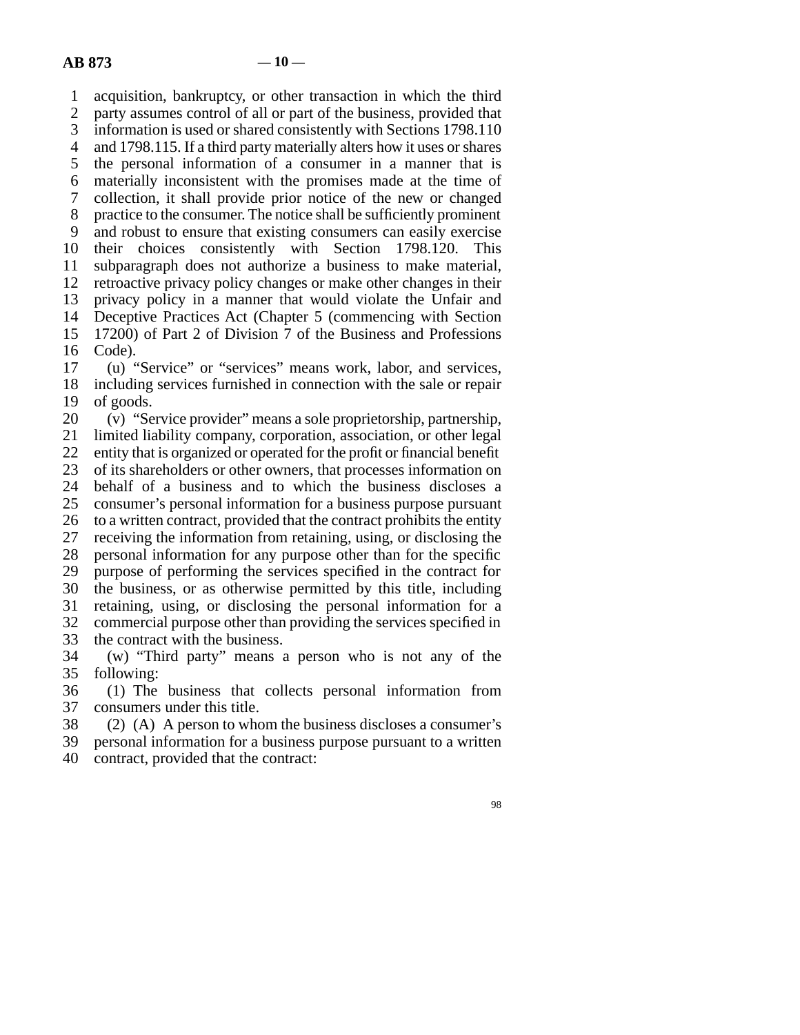acquisition, bankruptcy, or other transaction in which the third party assumes control of all or part of the business, provided that information is used or shared consistently with Sections 1798.110 and 1798.115. If a third party materially alters how it uses or shares the personal information of a consumer in a manner that is materially inconsistent with the promises made at the time of collection, it shall provide prior notice of the new or changed practice to the consumer. The notice shall be sufficiently prominent and robust to ensure that existing consumers can easily exercise their choices consistently with Section 1798.120. This subparagraph does not authorize a business to make material, retroactive privacy policy changes or make other changes in their privacy policy in a manner that would violate the Unfair and Deceptive Practices Act (Chapter 5 (commencing with Section 17200) of Part 2 of Division 7 of the Business and Professions Code).

(u) "Service" or "services" means work, labor, and services, including services furnished in connection with the sale or repair of goods.

(v) "Service provider" means a sole proprietorship, partnership, limited liability company, corporation, association, or other legal entity that is organized or operated for the profit or financial benefit of its shareholders or other owners, that processes information on behalf of a business and to which the business discloses a consumer's personal information for a business purpose pursuant to a written contract, provided that the contract prohibits the entity receiving the information from retaining, using, or disclosing the personal information for any purpose other than for the specific purpose of performing the services specified in the contract for the business, or as otherwise permitted by this title, including retaining, using, or disclosing the personal information for a commercial purpose other than providing the services specified in the contract with the business.

(w) "Third party" means a person who is not any of the following:

(1) The business that collects personal information from consumers under this title.

(2) (A) A person to whom the business discloses a consumer's personal information for a business purpose pursuant to a written contract, provided that the contract: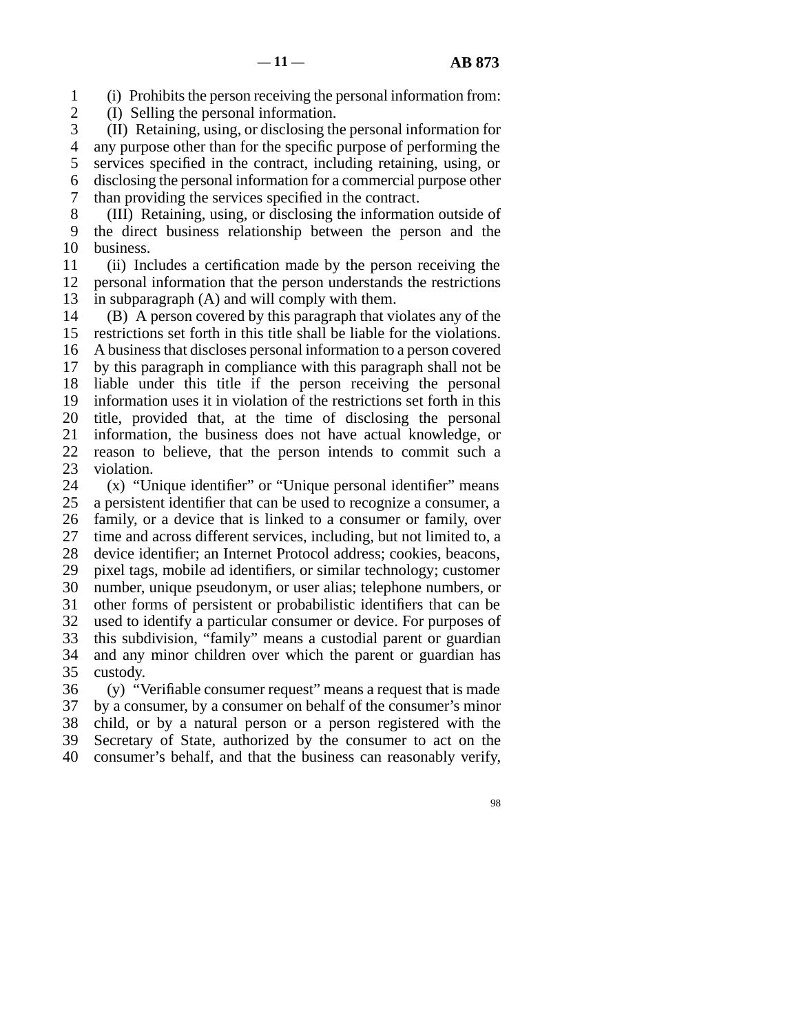(i) Prohibits the person receiving the personal information from:

(I) Selling the personal information.

(II) Retaining, using, or disclosing the personal information for any purpose other than for the specific purpose of performing the services specified in the contract, including retaining, using, or disclosing the personal information for a commercial purpose other than providing the services specified in the contract.

(III) Retaining, using, or disclosing the information outside of the direct business relationship between the person and the business.

(ii) Includes a certification made by the person receiving the personal information that the person understands the restrictions in subparagraph (A) and will comply with them.

(B) A person covered by this paragraph that violates any of the restrictions set forth in this title shall be liable for the violations. A business that discloses personal information to a person covered by this paragraph in compliance with this paragraph shall not be liable under this title if the person receiving the personal information uses it in violation of the restrictions set forth in this title, provided that, at the time of disclosing the personal information, the business does not have actual knowledge, or reason to believe, that the person intends to commit such a violation.

(x) "Unique identifier" or "Unique personal identifier" means a persistent identifier that can be used to recognize a consumer, a family, or a device that is linked to a consumer or family, over time and across different services, including, but not limited to, a device identifier; an Internet Protocol address; cookies, beacons, pixel tags, mobile ad identifiers, or similar technology; customer number, unique pseudonym, or user alias; telephone numbers, or other forms of persistent or probabilistic identifiers that can be used to identify a particular consumer or device. For purposes of this subdivision, "family" means a custodial parent or guardian and any minor children over which the parent or guardian has custody.

(y) "Verifiable consumer request" means a request that is made by a consumer, by a consumer on behalf of the consumer's minor child, or by a natural person or a person registered with the Secretary of State, authorized by the consumer to act on the consumer's behalf, and that the business can reasonably verify,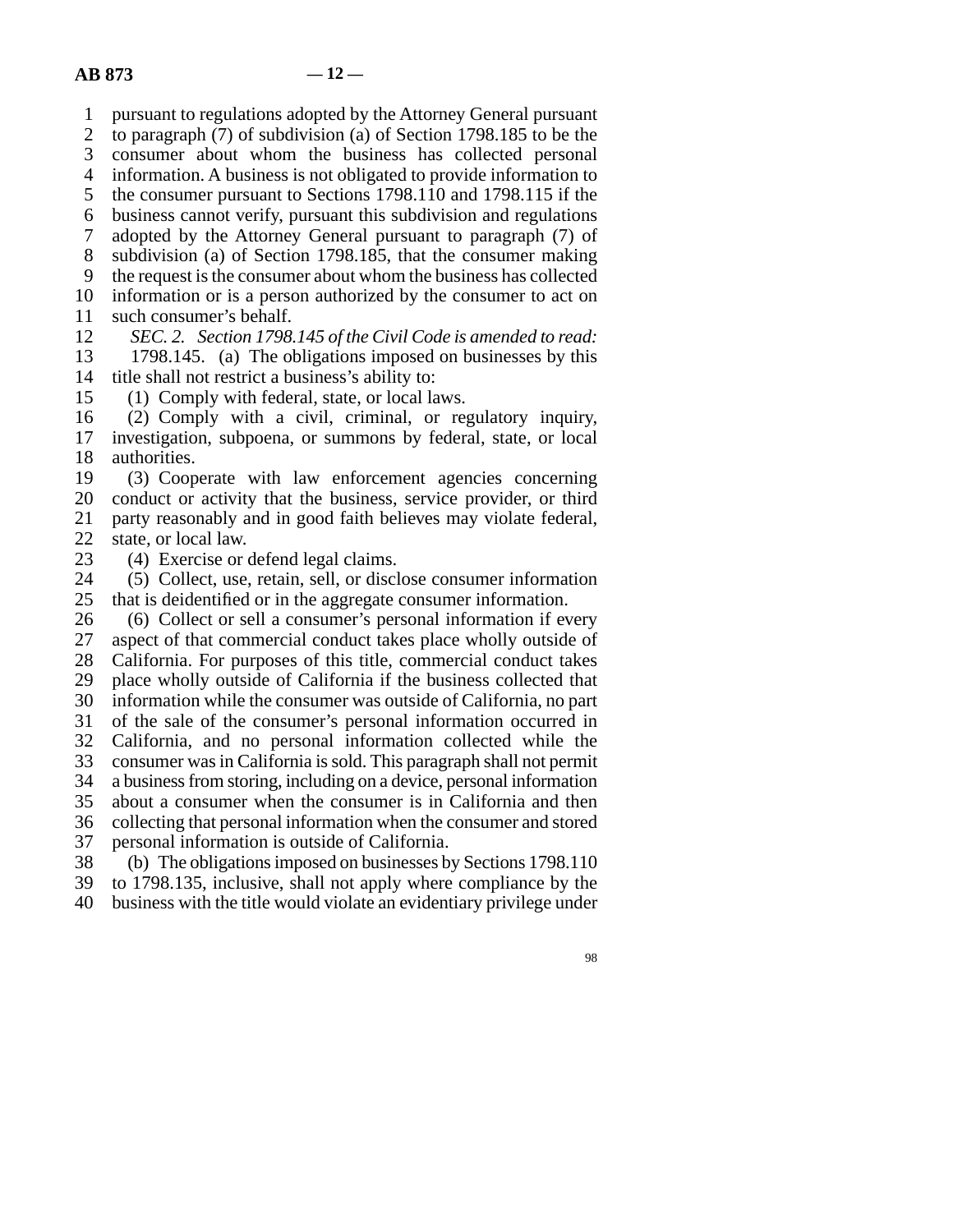pursuant to regulations adopted by the Attorney General pursuant to paragraph (7) of subdivision (a) of Section 1798.185 to be the consumer about whom the business has collected personal information. A business is not obligated to provide information to the consumer pursuant to Sections 1798.110 and 1798.115 if the business cannot verify, pursuant this subdivision and regulations adopted by the Attorney General pursuant to paragraph (7) of subdivision (a) of Section 1798.185, that the consumer making the request is the consumer about whom the business has collected information or is a person authorized by the consumer to act on such consumer's behalf.

*SEC. 2. Section 1798.145 of the Civil Code is amended to read:*

1798.145. (a) The obligations imposed on businesses by this title shall not restrict a business's ability to:

(1) Comply with federal, state, or local laws.

(2) Comply with a civil, criminal, or regulatory inquiry, investigation, subpoena, or summons by federal, state, or local authorities.

(3) Cooperate with law enforcement agencies concerning conduct or activity that the business, service provider, or third party reasonably and in good faith believes may violate federal, state, or local law.

(4) Exercise or defend legal claims.

(5) Collect, use, retain, sell, or disclose consumer information that is deidentified or in the aggregate consumer information.

(6) Collect or sell a consumer's personal information if every aspect of that commercial conduct takes place wholly outside of California. For purposes of this title, commercial conduct takes place wholly outside of California if the business collected that information while the consumer was outside of California, no part of the sale of the consumer's personal information occurred in California, and no personal information collected while the consumer was in California is sold. This paragraph shall not permit a business from storing, including on a device, personal information about a consumer when the consumer is in California and then collecting that personal information when the consumer and stored personal information is outside of California.

(b) The obligations imposed on businesses by Sections 1798.110 to 1798.135, inclusive, shall not apply where compliance by the business with the title would violate an evidentiary privilege under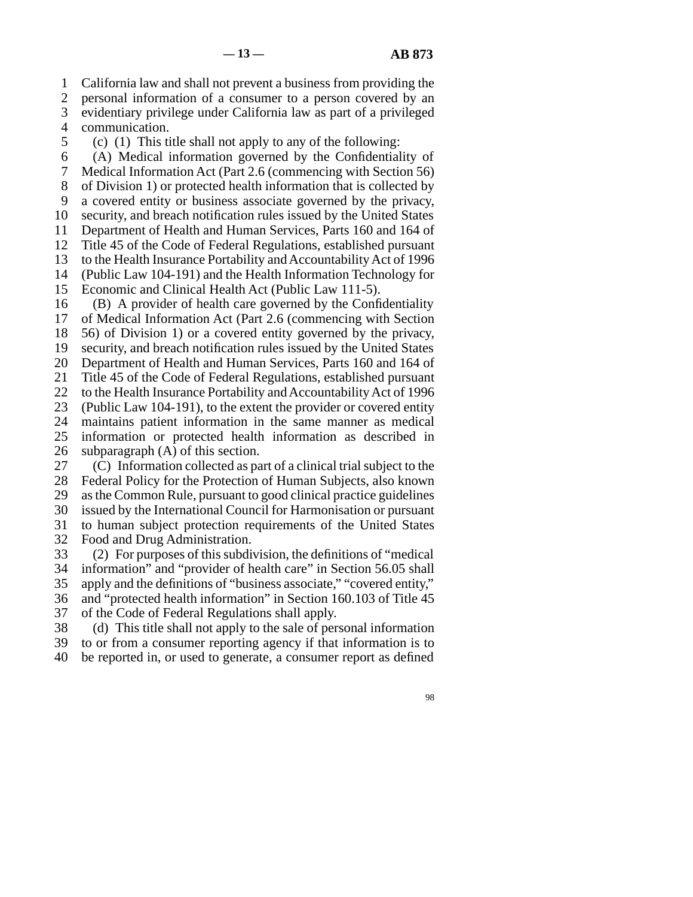California law and shall not prevent a business from providing the personal information of a consumer to a person covered by an evidentiary privilege under California law as part of a privileged communication.

(c) (1) This title shall not apply to any of the following:

(A) Medical information governed by the Confidentiality of Medical Information Act (Part 2.6 (commencing with Section 56) of Division 1) or protected health information that is collected by a covered entity or business associate governed by the privacy, security, and breach notification rules issued by the United States Department of Health and Human Services, Parts 160 and 164 of Title 45 of the Code of Federal Regulations, established pursuant to the Health Insurance Portability and Accountability Act of 1996 (Public Law 104-191) and the Health Information Technology for Economic and Clinical Health Act (Public Law 111-5).

(B) A provider of health care governed by the Confidentiality of Medical Information Act (Part 2.6 (commencing with Section 56) of Division 1) or a covered entity governed by the privacy, security, and breach notification rules issued by the United States Department of Health and Human Services, Parts 160 and 164 of Title 45 of the Code of Federal Regulations, established pursuant to the Health Insurance Portability and Accountability Act of 1996 (Public Law 104-191), to the extent the provider or covered entity maintains patient information in the same manner as medical information or protected health information as described in subparagraph (A) of this section.

(C) Information collected as part of a clinical trial subject to the Federal Policy for the Protection of Human Subjects, also known as the Common Rule, pursuant to good clinical practice guidelines issued by the International Council for Harmonisation or pursuant to human subject protection requirements of the United States Food and Drug Administration.

(2) For purposes of this subdivision, the definitions of "medical information" and "provider of health care" in Section 56.05 shall apply and the definitions of "business associate," "covered entity," and "protected health information" in Section 160.103 of Title 45 of the Code of Federal Regulations shall apply.

(d) This title shall not apply to the sale of personal information to or from a consumer reporting agency if that information is to be reported in, or used to generate, a consumer report as defined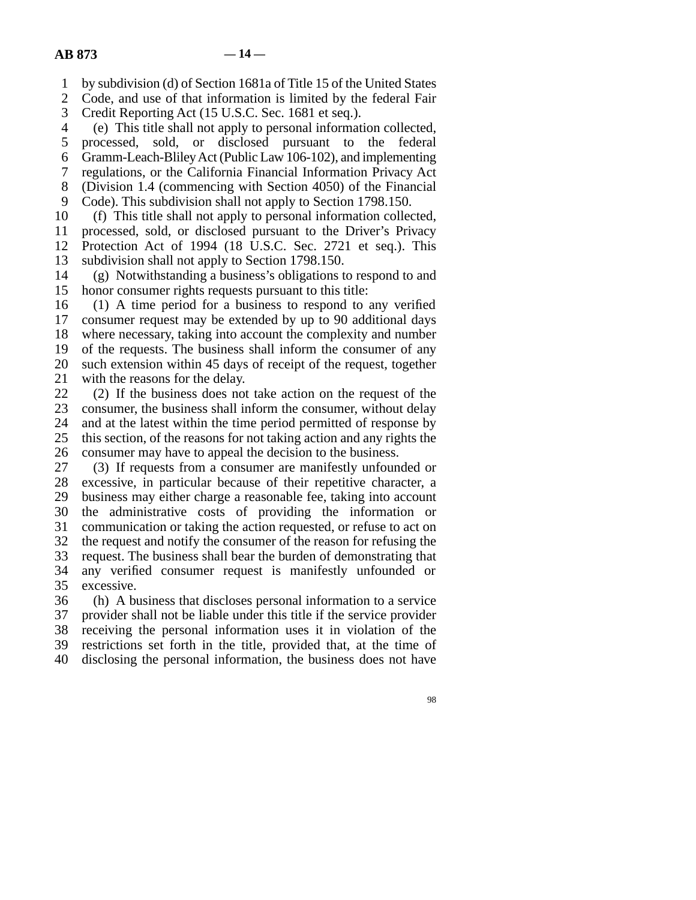by subdivision (d) of Section 1681a of Title 15 of the United States Code, and use of that information is limited by the federal Fair Credit Reporting Act (15 U.S.C. Sec. 1681 et seq.).

(e) This title shall not apply to personal information collected, processed, sold, or disclosed pursuant to the federal Gramm-Leach-Bliley Act (Public Law 106-102), and implementing regulations, or the California Financial Information Privacy Act (Division 1.4 (commencing with Section 4050) of the Financial Code). This subdivision shall not apply to Section 1798.150.

(f) This title shall not apply to personal information collected, processed, sold, or disclosed pursuant to the Driver's Privacy Protection Act of 1994 (18 U.S.C. Sec. 2721 et seq.). This subdivision shall not apply to Section 1798.150.

(g) Notwithstanding a business's obligations to respond to and honor consumer rights requests pursuant to this title:

(1) A time period for a business to respond to any verified consumer request may be extended by up to 90 additional days where necessary, taking into account the complexity and number of the requests. The business shall inform the consumer of any such extension within 45 days of receipt of the request, together with the reasons for the delay.

(2) If the business does not take action on the request of the consumer, the business shall inform the consumer, without delay and at the latest within the time period permitted of response by this section, of the reasons for not taking action and any rights the consumer may have to appeal the decision to the business.

(3) If requests from a consumer are manifestly unfounded or excessive, in particular because of their repetitive character, a business may either charge a reasonable fee, taking into account the administrative costs of providing the information or communication or taking the action requested, or refuse to act on the request and notify the consumer of the reason for refusing the request. The business shall bear the burden of demonstrating that any verified consumer request is manifestly unfounded or excessive.

(h) A business that discloses personal information to a service provider shall not be liable under this title if the service provider receiving the personal information uses it in violation of the restrictions set forth in the title, provided that, at the time of disclosing the personal information, the business does not have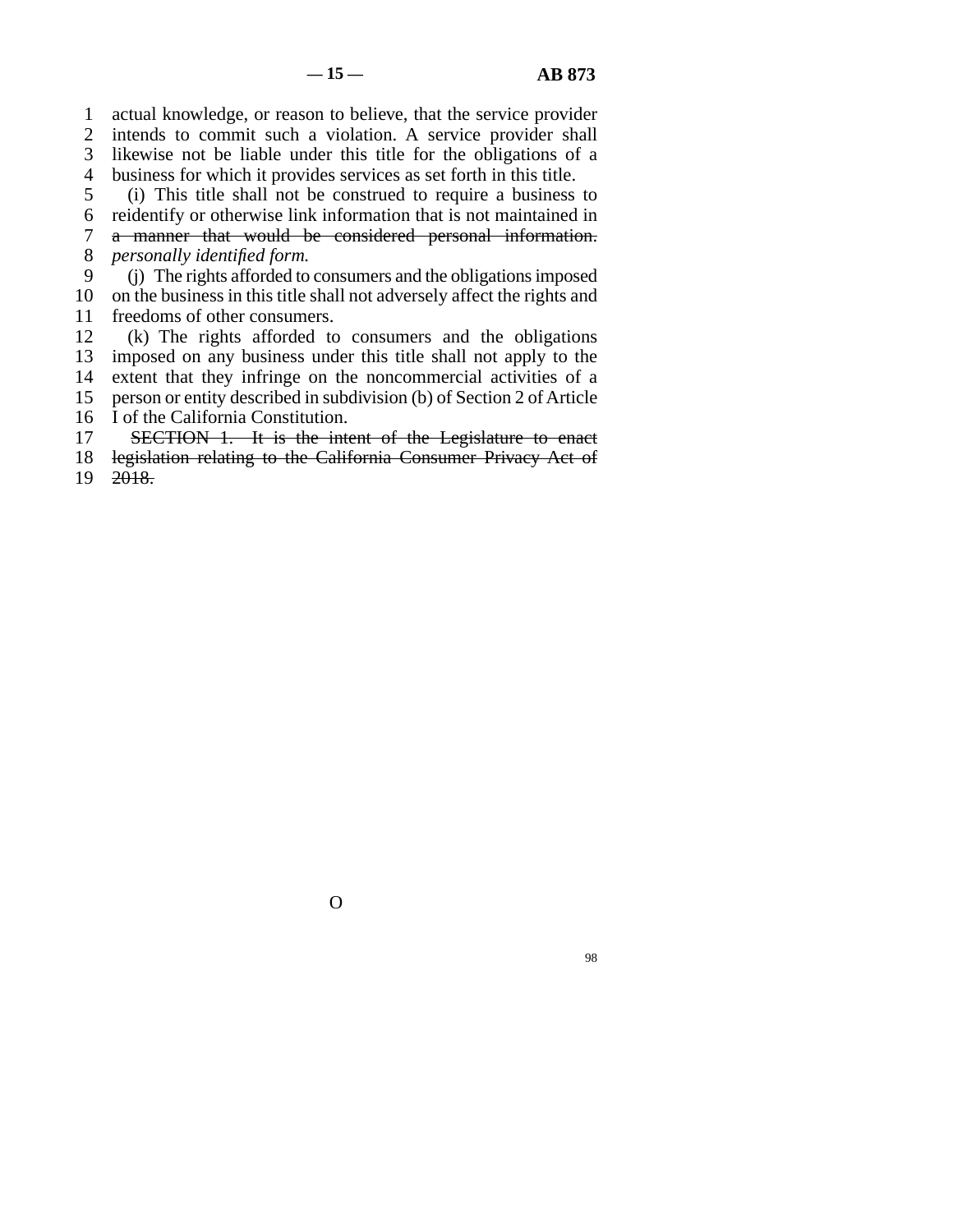actual knowledge, or reason to believe, that the service provider intends to commit such a violation. A service provider shall likewise not be liable under this title for the obligations of a business for which it provides services as set forth in this title.

(i) This title shall not be construed to require a business to reidentify or otherwise link information that is not maintained in ~~a manner that would be considered personal information.~~ *personally identified form.*

(j) The rights afforded to consumers and the obligations imposed on the business in this title shall not adversely affect the rights and freedoms of other consumers.

(k) The rights afforded to consumers and the obligations imposed on any business under this title shall not apply to the extent that they infringe on the noncommercial activities of a person or entity described in subdivision (b) of Section 2 of Article I of the California Constitution.

~~SECTION 1. It is the intent of the Legislature to enact legislation relating to the California Consumer Privacy Act of 2018.~~